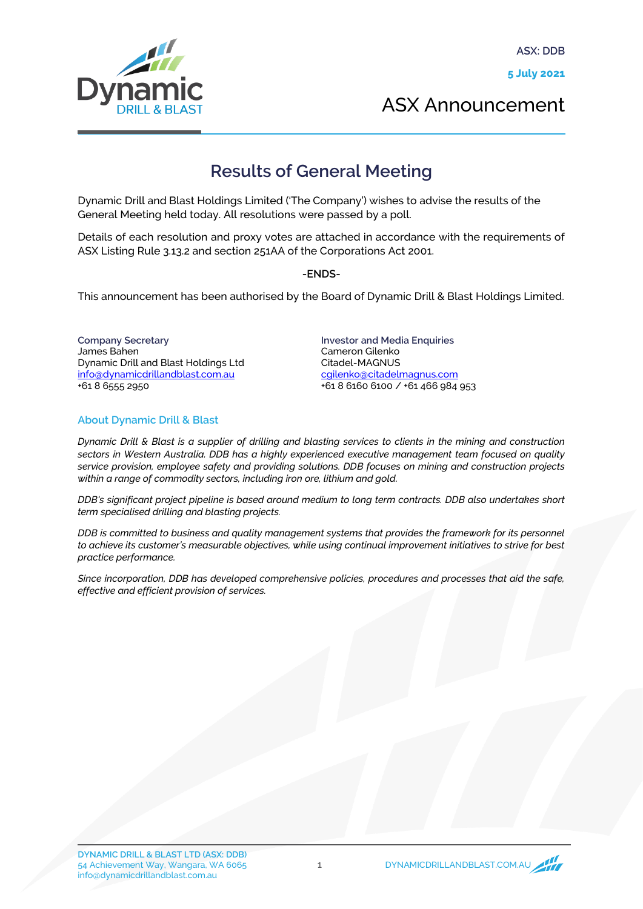ASX: DDB

**5 July 2021**

# ASX Announcement

## Results of General Meeting

Dynamic Drill and Blast Holdings Limited ('The Company') wishes to advise the results of the General Meeting held today. All resolutions were passed by a poll.

Details of each resolution and proxy votes are attached in accordance with the requirements of ASX Listing Rule 3.13.2 and section 251AA of the Corporations Act 2001.

**-ENDS-**

This announcement has been authorised by the Board of Dynamic Drill & Blast Holdings Limited.

**Company Secretary**
James Bahen
Dynamic Drill and Blast Holdings Ltd
info@dynamicdrillandblast.com.au
+61 8 6555 2950

**Investor and Media Enquiries**
Cameron Gilenko
Citadel-MAGNUS
cgilenko@citadelmagnus.com
+61 8 6160 6100 / +61 466 984 953

### About Dynamic Drill & Blast

*Dynamic Drill & Blast is a supplier of drilling and blasting services to clients in the mining and construction sectors in Western Australia. DDB has a highly experienced executive management team focused on quality service provision, employee safety and providing solutions. DDB focuses on mining and construction projects within a range of commodity sectors, including iron ore, lithium and gold.*

*DDB's significant project pipeline is based around medium to long term contracts. DDB also undertakes short term specialised drilling and blasting projects.*

*DDB is committed to business and quality management systems that provides the framework for its personnel to achieve its customer's measurable objectives, while using continual improvement initiatives to strive for best practice performance.*

*Since incorporation, DDB has developed comprehensive policies, procedures and processes that aid the safe, effective and efficient provision of services.*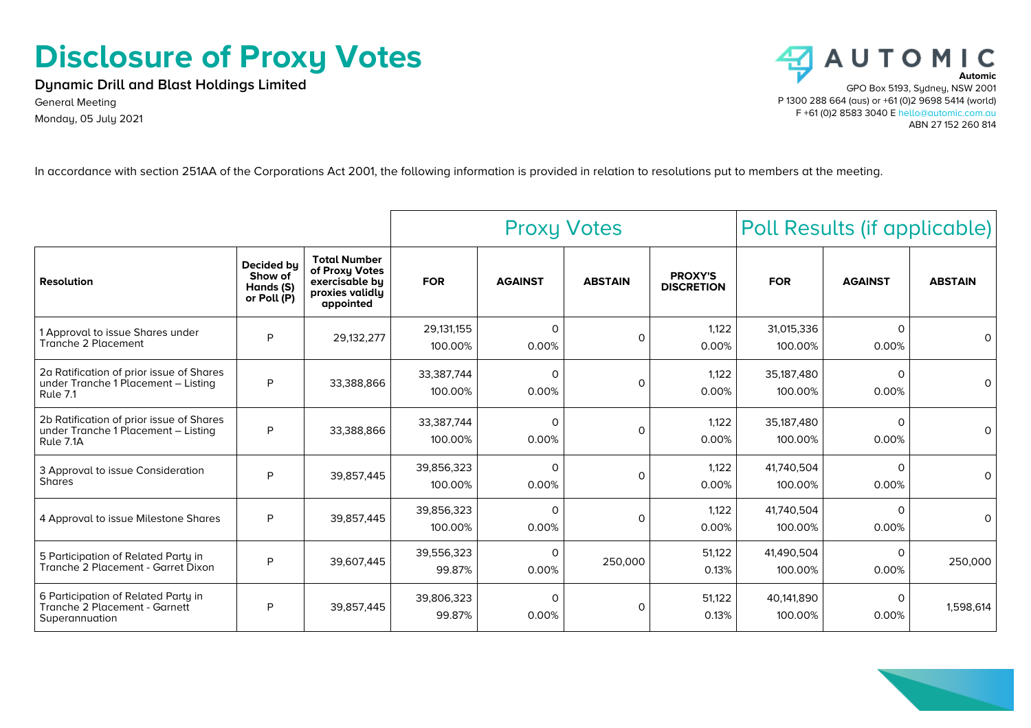# Disclosure of Proxy Votes

**Dynamic Drill and Blast Holdings Limited**

General Meeting

Monday, 05 July 2021

**Automic**

GPO Box 5193, Sydney, NSW 2001

P 1300 288 664 (aus) or +61 (0)2 9698 5414 (world)

F +61 (0)2 8583 3040 E hello@automic.com.au

ABN 27 152 260 814

In accordance with section 251AA of the Corporations Act 2001, the following information is provided in relation to resolutions put to members at the meeting.

| | | | Proxy Votes | | | | Poll Results (if applicable) | | |
|---|---|---|---|---|---|---|---|---|---|
| **Resolution** | **Decided by Show of Hands (S) or Poll (P)** | **Total Number of Proxy Votes exercisable by proxies validly appointed** | **FOR** | **AGAINST** | **ABSTAIN** | **PROXY'S DISCRETION** | **FOR** | **AGAINST** | **ABSTAIN** |
| 1 Approval to issue Shares under Tranche 2 Placement | P | 29,132,277 | 29,131,155 100.00% | 0 0.00% | 0 | 1,122 0.00% | 31,015,336 100.00% | 0 0.00% | 0 |
| 2a Ratification of prior issue of Shares under Tranche 1 Placement – Listing Rule 7.1 | P | 33,388,866 | 33,387,744 100.00% | 0 0.00% | 0 | 1,122 0.00% | 35,187,480 100.00% | 0 0.00% | 0 |
| 2b Ratification of prior issue of Shares under Tranche 1 Placement – Listing Rule 7.1A | P | 33,388,866 | 33,387,744 100.00% | 0 0.00% | 0 | 1,122 0.00% | 35,187,480 100.00% | 0 0.00% | 0 |
| 3 Approval to issue Consideration Shares | P | 39,857,445 | 39,856,323 100.00% | 0 0.00% | 0 | 1,122 0.00% | 41,740,504 100.00% | 0 0.00% | 0 |
| 4 Approval to issue Milestone Shares | P | 39,857,445 | 39,856,323 100.00% | 0 0.00% | 0 | 1,122 0.00% | 41,740,504 100.00% | 0 0.00% | 0 |
| 5 Participation of Related Party in Tranche 2 Placement - Garret Dixon | P | 39,607,445 | 39,556,323 99.87% | 0 0.00% | 250,000 | 51,122 0.13% | 41,490,504 100.00% | 0 0.00% | 250,000 |
| 6 Participation of Related Party in Tranche 2 Placement - Garnett Superannuation | P | 39,857,445 | 39,806,323 99.87% | 0 0.00% | 0 | 51,122 0.13% | 40,141,890 100.00% | 0 0.00% | 1,598,614 |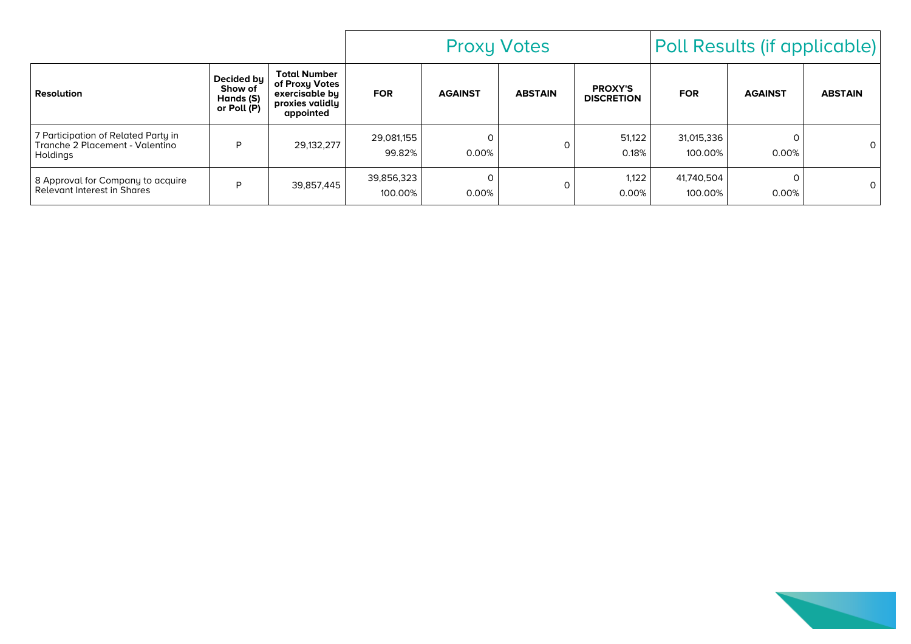| | | | Proxy Votes | | | | Poll Results (if applicable) | | |
|---|---|---|---|---|---|---|---|---|---|
| **Resolution** | **Decided by Show of Hands (S) or Poll (P)** | **Total Number of Proxy Votes exercisable by proxies validly appointed** | **FOR** | **AGAINST** | **ABSTAIN** | **PROXY'S DISCRETION** | **FOR** | **AGAINST** | **ABSTAIN** |
| 7 Participation of Related Party in Tranche 2 Placement - Valentino Holdings | P | 29,132,277 | 29,081,155 99.82% | 0 0.00% | 0 | 51,122 0.18% | 31,015,336 100.00% | 0 0.00% | 0 |
| 8 Approval for Company to acquire Relevant Interest in Shares | P | 39,857,445 | 39,856,323 100.00% | 0 0.00% | 0 | 1,122 0.00% | 41,740,504 100.00% | 0 0.00% | 0 |